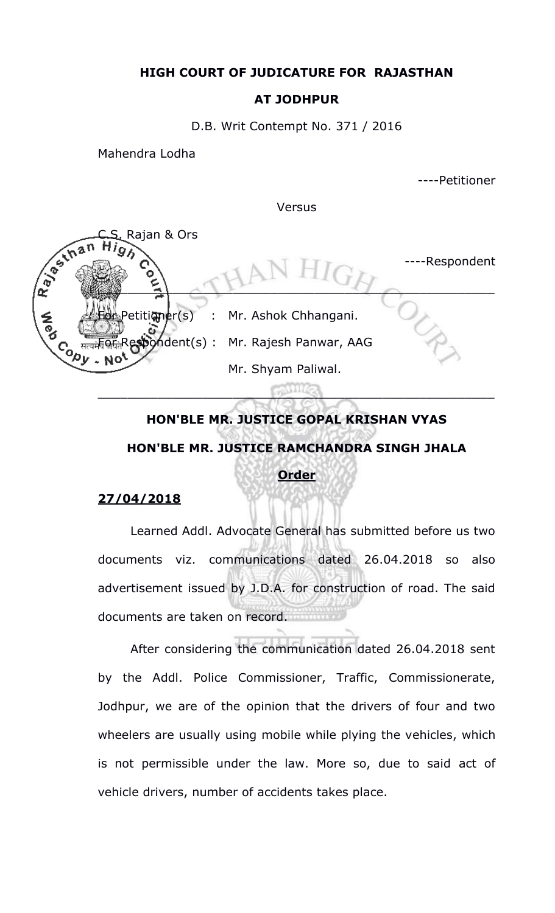**HIGH COURT OF JUDICATURE FOR RAJASTHAN**

**AT JODHPUR**

D.B. Writ Contempt No. 371 / 2016

Mahendra Lodha

----Petitioner

Versus

C.S. Rajan & Ors

----Respondent

For Petitioner(s) : Mr. Ashok Chhangani.

For Respondent(s) : Mr. Rajesh Panwar, AAG

Mr. Shyam Paliwal.

**HON'BLE MR. JUSTICE GOPAL KRISHAN VYAS**

**HON'BLE MR. JUSTICE RAMCHANDRA SINGH JHALA**

**Order**

**27/04/2018**

Learned Addl. Advocate General has submitted before us two documents viz. communications dated 26.04.2018 so also advertisement issued by J.D.A. for construction of road. The said documents are taken on record.

After considering the communication dated 26.04.2018 sent by the Addl. Police Commissioner, Traffic, Commissionerate, Jodhpur, we are of the opinion that the drivers of four and two wheelers are usually using mobile while plying the vehicles, which is not permissible under the law. More so, due to said act of vehicle drivers, number of accidents takes place.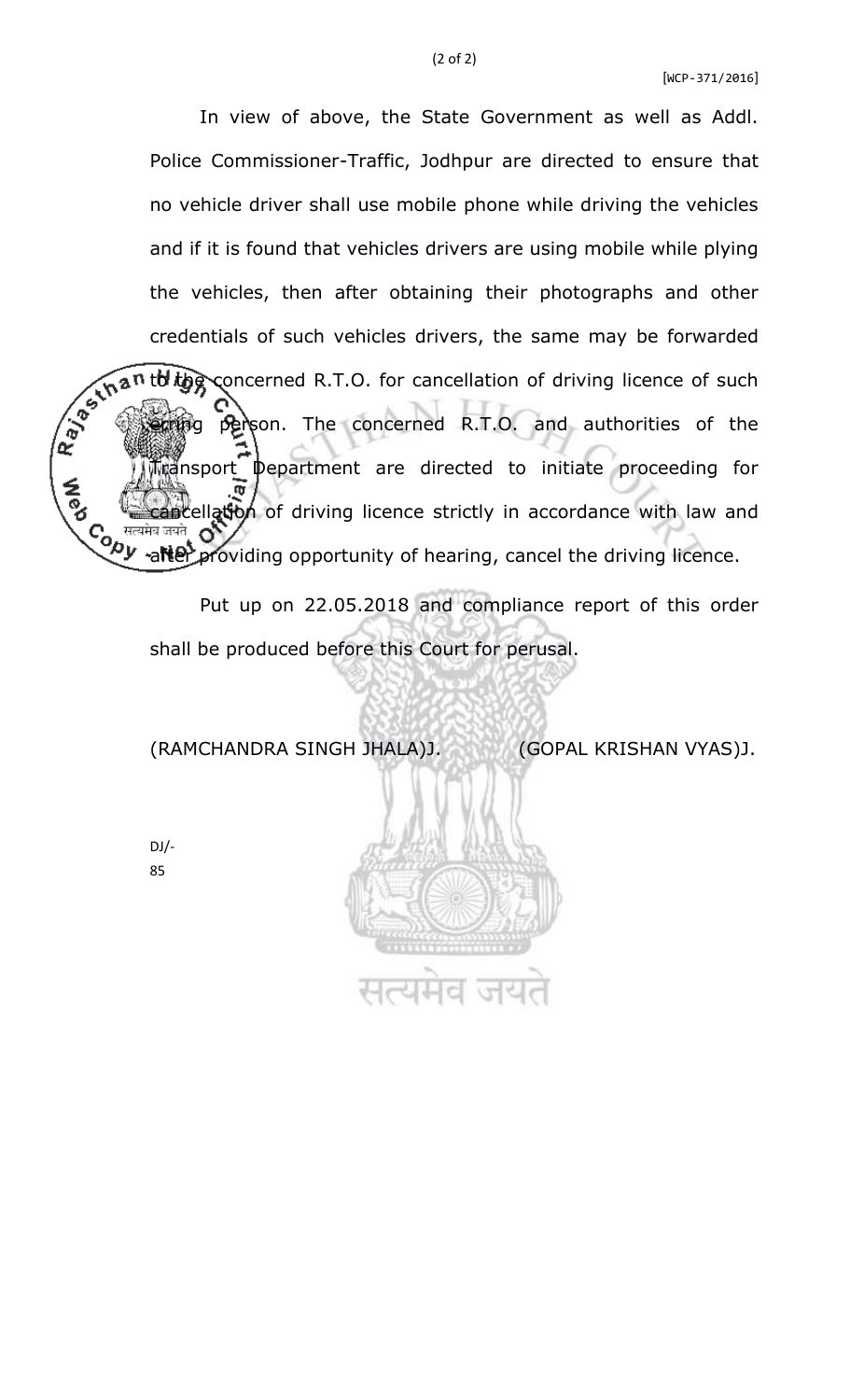In view of above, the State Government as well as Addl. Police Commissioner-Traffic, Jodhpur are directed to ensure that no vehicle driver shall use mobile phone while driving the vehicles and if it is found that vehicles drivers are using mobile while plying the vehicles, then after obtaining their photographs and other credentials of such vehicles drivers, the same may be forwarded to the concerned R.T.O. for cancellation of driving licence of such erring person. The concerned R.T.O. and authorities of the Transport Department are directed to initiate proceeding for cancellation of driving licence strictly in accordance with law and after providing opportunity of hearing, cancel the driving licence.

Put up on 22.05.2018 and compliance report of this order shall be produced before this Court for perusal.

(RAMCHANDRA SINGH JHALA)J. (GOPAL KRISHAN VYAS)J.

DJ/-
85